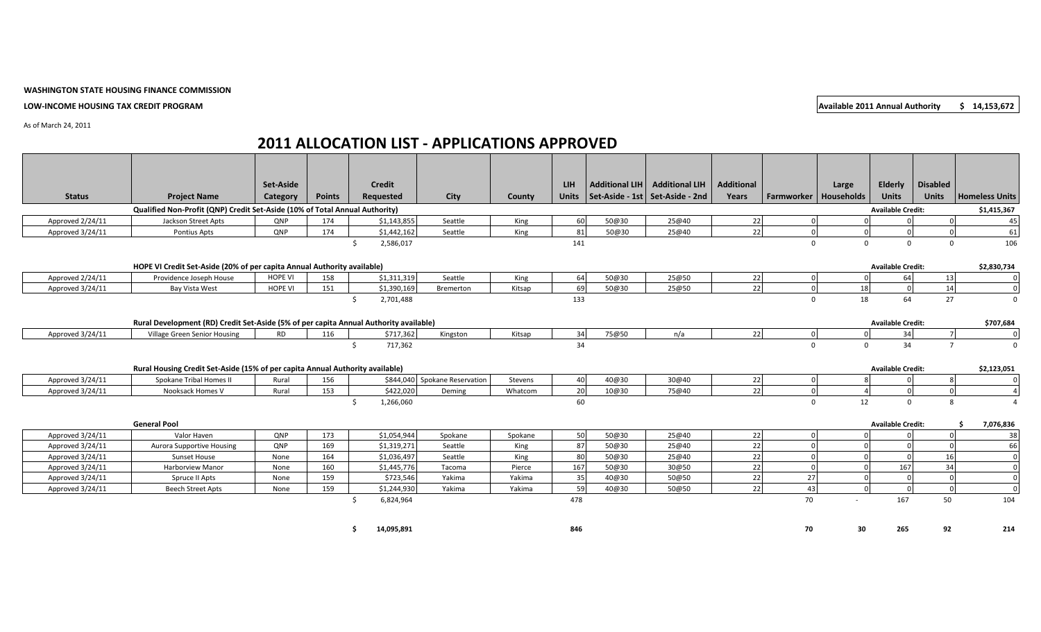**WASHINGTON STATE HOUSING FINANCE COMMISSION**

**LOW-INCOME HOUSING TAX CREDIT PROGRAM**

**Available 2011 Annual Authority $ 14,153,672**

As of March 24, 2011

# 2011 ALLOCATION LIST - APPLICATIONS APPROVED

| Status | Project Name | Set-Aside Category | Points | Credit Requested | City | County | LIH Units | Additional LIH Set-Aside - 1st | Additional LIH Set-Aside - 2nd | Additional Years | Farmworker | Large Households | Elderly Units | Disabled Units | Homeless Units |
|---|---|---|---|---|---|---|---|---|---|---|---|---|---|---|---|
| | **Qualified Non-Profit (QNP) Credit Set-Aside (10% of Total Annual Authority)** | | | | | | | | | | | | **Available Credit:** | | **$1,415,367** |
| Approved 2/24/11 | Jackson Street Apts | QNP | 174 | $1,143,855 | Seattle | King | 60 | 50@30 | 25@40 | 22 | 0 | 0 | 0 | 0 | 45 |
| Approved 3/24/11 | Pontius Apts | QNP | 174 | $1,442,162 | Seattle | King | 81 | 50@30 | 25@40 | 22 | 0 | 0 | 0 | 0 | 61 |
| | | | | $ 2,586,017 | | | 141 | | | | 0 | 0 | 0 | 0 | 106 |
| | **HOPE VI Credit Set-Aside (20% of per capita Annual Authority available)** | | | | | | | | | | | | **Available Credit:** | | **$2,830,734** |
| Approved 2/24/11 | Providence Joseph House | HOPE VI | 158 | $1,311,319 | Seattle | King | 64 | 50@30 | 25@50 | 22 | 0 | 0 | 64 | 13 | 0 |
| Approved 3/24/11 | Bay Vista West | HOPE VI | 151 | $1,390,169 | Bremerton | Kitsap | 69 | 50@30 | 25@50 | 22 | 0 | 18 | 0 | 14 | 0 |
| | | | | $ 2,701,488 | | | 133 | | | | 0 | 18 | 64 | 27 | 0 |
| | **Rural Development (RD) Credit Set-Aside (5% of per capita Annual Authority available)** | | | | | | | | | | | | **Available Credit:** | | **$707,684** |
| Approved 3/24/11 | Village Green Senior Housing | RD | 116 | $717,362 | Kingston | Kitsap | 34 | 75@50 | n/a | 22 | 0 | 0 | 34 | 7 | 0 |
| | | | | $ 717,362 | | | 34 | | | | 0 | 0 | 34 | 7 | 0 |
| | **Rural Housing Credit Set-Aside (15% of per capita Annual Authority available)** | | | | | | | | | | | | **Available Credit:** | | **$2,123,051** |
| Approved 3/24/11 | Spokane Tribal Homes II | Rural | 156 | $844,040 | Spokane Reservation | Stevens | 40 | 40@30 | 30@40 | 22 | 0 | 8 | 0 | 8 | 0 |
| Approved 3/24/11 | Nooksack Homes V | Rural | 153 | $422,020 | Deming | Whatcom | 20 | 10@30 | 75@40 | 22 | 0 | 4 | 0 | 0 | 4 |
| | | | | $ 1,266,060 | | | 60 | | | | 0 | 12 | 0 | 8 | 4 |
| | **General Pool** | | | | | | | | | | | | **Available Credit:** | | **$ 7,076,836** |
| Approved 3/24/11 | Valor Haven | QNP | 173 | $1,054,944 | Spokane | Spokane | 50 | 50@30 | 25@40 | 22 | 0 | 0 | 0 | 0 | 38 |
| Approved 3/24/11 | Aurora Supportive Housing | QNP | 169 | $1,319,271 | Seattle | King | 87 | 50@30 | 25@40 | 22 | 0 | 0 | 0 | 0 | 66 |
| Approved 3/24/11 | Sunset House | None | 164 | $1,036,497 | Seattle | King | 80 | 50@30 | 25@40 | 22 | 0 | 0 | 0 | 16 | 0 |
| Approved 3/24/11 | Harborview Manor | None | 160 | $1,445,776 | Tacoma | Pierce | 167 | 50@30 | 30@50 | 22 | 0 | 0 | 167 | 34 | 0 |
| Approved 3/24/11 | Spruce II Apts | None | 159 | $723,546 | Yakima | Yakima | 35 | 40@30 | 50@50 | 22 | 27 | 0 | 0 | 0 | 0 |
| Approved 3/24/11 | Beech Street Apts | None | 159 | $1,244,930 | Yakima | Yakima | 59 | 40@30 | 50@50 | 22 | 43 | 0 | 0 | 0 | 0 |
| | | | | $ 6,824,964 | | | 478 | | | | 70 | - | 167 | 50 | 104 |
| | | | | **$ 14,095,891** | | | **846** | | | | **70** | **30** | **265** | **92** | **214** |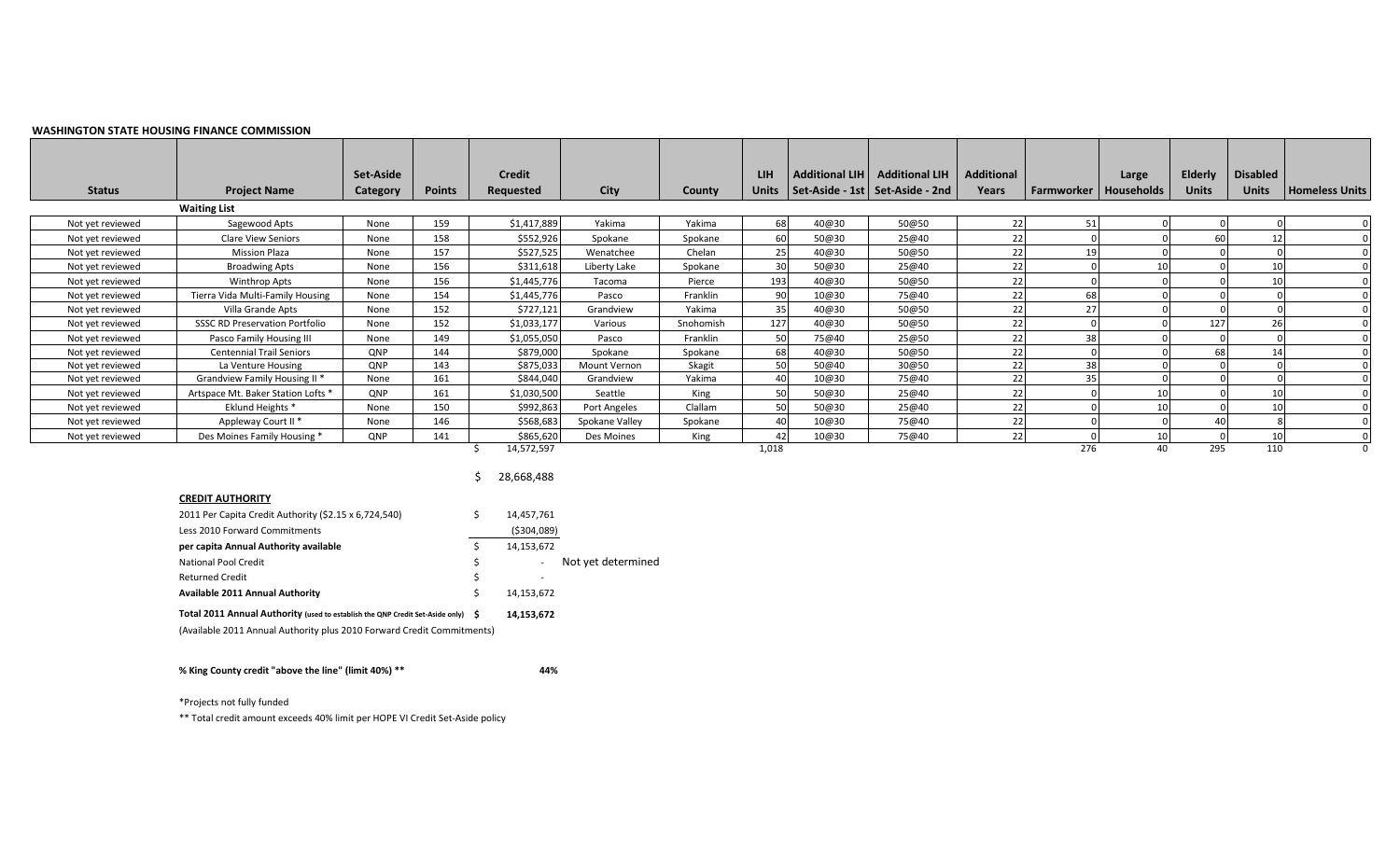**WASHINGTON STATE HOUSING FINANCE COMMISSION**

| Status | Project Name | Set-Aside Category | Points | Credit Requested | City | County | LIH Units | Additional LIH Set-Aside - 1st | Additional LIH Set-Aside - 2nd | Additional Years | Farmworker | Large Households | Elderly Units | Disabled Units | Homeless Units |
|---|---|---|---|---|---|---|---|---|---|---|---|---|---|---|---|
| | **Waiting List** | | | | | | | | | | | | | | |
| Not yet reviewed | Sagewood Apts | None | 159 | $1,417,889 | Yakima | Yakima | 68 | 40@30 | 50@50 | 22 | 51 | 0 | 0 | 0 | 0 |
| Not yet reviewed | Clare View Seniors | None | 158 | $552,926 | Spokane | Spokane | 60 | 50@30 | 25@40 | 22 | 0 | 0 | 60 | 12 | 0 |
| Not yet reviewed | Mission Plaza | None | 157 | $527,525 | Wenatchee | Chelan | 25 | 40@30 | 50@50 | 22 | 19 | 0 | 0 | 0 | 0 |
| Not yet reviewed | Broadwing Apts | None | 156 | $311,618 | Liberty Lake | Spokane | 30 | 50@30 | 25@40 | 22 | 0 | 10 | 0 | 10 | 0 |
| Not yet reviewed | Winthrop Apts | None | 156 | $1,445,776 | Tacoma | Pierce | 193 | 40@30 | 50@50 | 22 | 0 | 0 | 0 | 10 | 0 |
| Not yet reviewed | Tierra Vida Multi-Family Housing | None | 154 | $1,445,776 | Pasco | Franklin | 90 | 10@30 | 75@40 | 22 | 68 | 0 | 0 | 0 | 0 |
| Not yet reviewed | Villa Grande Apts | None | 152 | $727,121 | Grandview | Yakima | 35 | 40@30 | 50@50 | 22 | 27 | 0 | 0 | 0 | 0 |
| Not yet reviewed | SSSC RD Preservation Portfolio | None | 152 | $1,033,177 | Various | Snohomish | 127 | 40@30 | 50@50 | 22 | 0 | 0 | 127 | 26 | 0 |
| Not yet reviewed | Pasco Family Housing III | None | 149 | $1,055,050 | Pasco | Franklin | 50 | 75@40 | 25@50 | 22 | 38 | 0 | 0 | 0 | 0 |
| Not yet reviewed | Centennial Trail Seniors | QNP | 144 | $879,000 | Spokane | Spokane | 68 | 40@30 | 50@50 | 22 | 0 | 0 | 68 | 14 | 0 |
| Not yet reviewed | La Venture Housing | QNP | 143 | $875,033 | Mount Vernon | Skagit | 50 | 50@40 | 30@50 | 22 | 38 | 0 | 0 | 0 | 0 |
| Not yet reviewed | Grandview Family Housing II * | None | 161 | $844,040 | Grandview | Yakima | 40 | 10@30 | 75@40 | 22 | 35 | 0 | 0 | 0 | 0 |
| Not yet reviewed | Artspace Mt. Baker Station Lofts * | QNP | 161 | $1,030,500 | Seattle | King | 50 | 50@30 | 25@40 | 22 | 0 | 10 | 0 | 10 | 0 |
| Not yet reviewed | Eklund Heights * | None | 150 | $992,863 | Port Angeles | Clallam | 50 | 50@30 | 25@40 | 22 | 0 | 10 | 0 | 10 | 0 |
| Not yet reviewed | Appleway Court II * | None | 146 | $568,683 | Spokane Valley | Spokane | 40 | 10@30 | 75@40 | 22 | 0 | 0 | 40 | 8 | 0 |
| Not yet reviewed | Des Moines Family Housing * | QNP | 141 | $865,620 | Des Moines | King | 42 | 10@30 | 75@40 | 22 | 0 | 10 | 0 | 10 | 0 |
| | | | | $ 14,572,597 | | | 1,018 | | | | 276 | 40 | 295 | 110 | 0 |

$ 28,668,488

**CREDIT AUTHORITY**

| | | |
|---|---|---|
| 2011 Per Capita Credit Authority ($2.15 x 6,724,540) | $ 14,457,761 | |
| Less 2010 Forward Commitments | ($304,089) | |
| **per capita Annual Authority available** | $ 14,153,672 | |
| National Pool Credit | $ - | Not yet determined |
| Returned Credit | $ - | |
| **Available 2011 Annual Authority** | $ 14,153,672 | |
| **Total 2011 Annual Authority** (used to establish the QNP Credit Set-Aside only) | **$ 14,153,672** | |

(Available 2011 Annual Authority plus 2010 Forward Credit Commitments)

**% King County credit "above the line" (limit 40%) \*\*** **44%**

*Projects not fully funded

** Total credit amount exceeds 40% limit per HOPE VI Credit Set-Aside policy